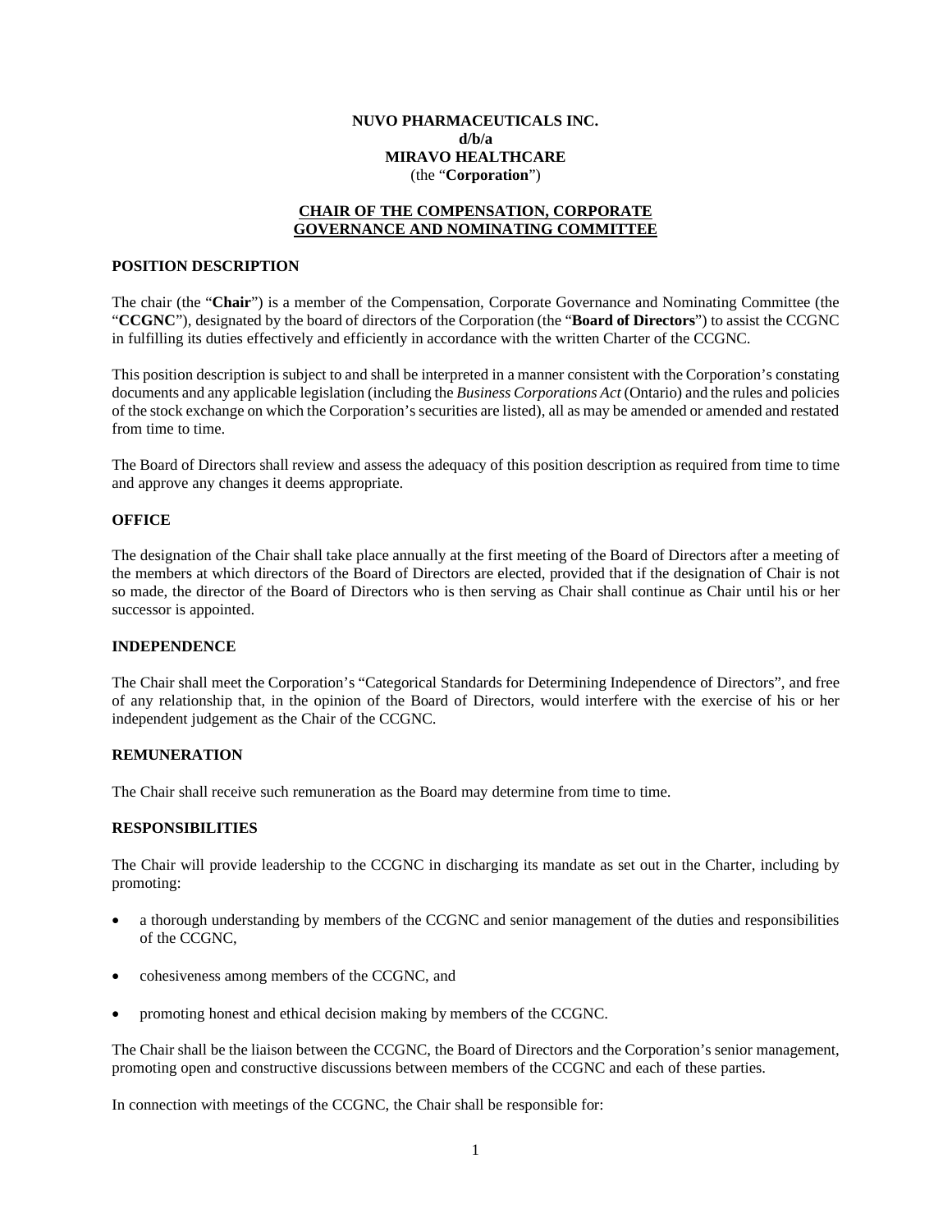**NUVO PHARMACEUTICALS INC.**
**d/b/a**
**MIRAVO HEALTHCARE**
(the "**Corporation**")

## CHAIR OF THE COMPENSATION, CORPORATE GOVERNANCE AND NOMINATING COMMITTEE

### POSITION DESCRIPTION

The chair (the "**Chair**") is a member of the Compensation, Corporate Governance and Nominating Committee (the "**CCGNC**"), designated by the board of directors of the Corporation (the "**Board of Directors**") to assist the CCGNC in fulfilling its duties effectively and efficiently in accordance with the written Charter of the CCGNC.

This position description is subject to and shall be interpreted in a manner consistent with the Corporation's constating documents and any applicable legislation (including the *Business Corporations Act* (Ontario) and the rules and policies of the stock exchange on which the Corporation's securities are listed), all as may be amended or amended and restated from time to time.

The Board of Directors shall review and assess the adequacy of this position description as required from time to time and approve any changes it deems appropriate.

### OFFICE

The designation of the Chair shall take place annually at the first meeting of the Board of Directors after a meeting of the members at which directors of the Board of Directors are elected, provided that if the designation of Chair is not so made, the director of the Board of Directors who is then serving as Chair shall continue as Chair until his or her successor is appointed.

### INDEPENDENCE

The Chair shall meet the Corporation's "Categorical Standards for Determining Independence of Directors", and free of any relationship that, in the opinion of the Board of Directors, would interfere with the exercise of his or her independent judgement as the Chair of the CCGNC.

### REMUNERATION

The Chair shall receive such remuneration as the Board may determine from time to time.

### RESPONSIBILITIES

The Chair will provide leadership to the CCGNC in discharging its mandate as set out in the Charter, including by promoting:

- a thorough understanding by members of the CCGNC and senior management of the duties and responsibilities of the CCGNC,
- cohesiveness among members of the CCGNC, and
- promoting honest and ethical decision making by members of the CCGNC.

The Chair shall be the liaison between the CCGNC, the Board of Directors and the Corporation's senior management, promoting open and constructive discussions between members of the CCGNC and each of these parties.

In connection with meetings of the CCGNC, the Chair shall be responsible for: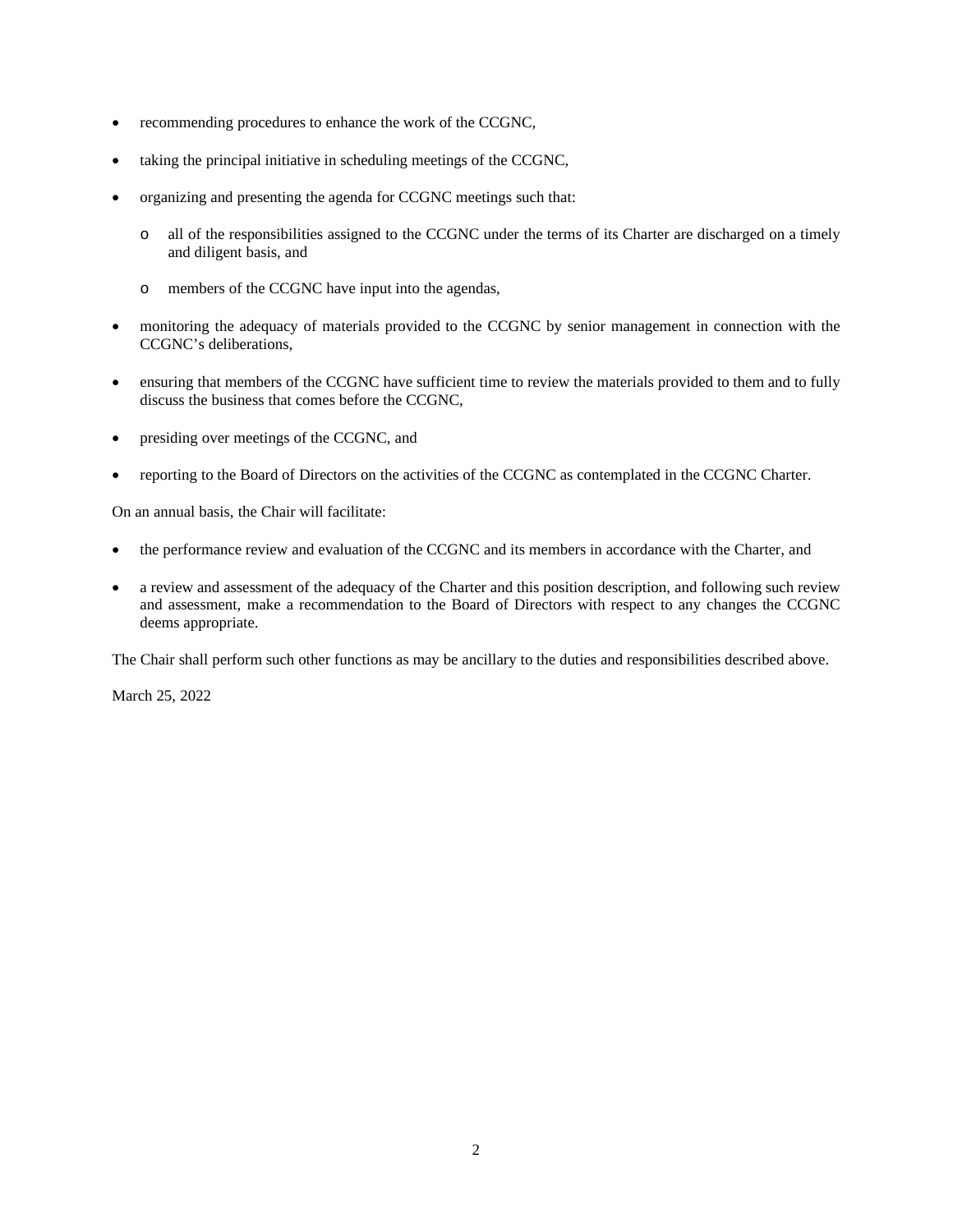- recommending procedures to enhance the work of the CCGNC,
- taking the principal initiative in scheduling meetings of the CCGNC,
- organizing and presenting the agenda for CCGNC meetings such that:
  - all of the responsibilities assigned to the CCGNC under the terms of its Charter are discharged on a timely and diligent basis, and
  - members of the CCGNC have input into the agendas,
- monitoring the adequacy of materials provided to the CCGNC by senior management in connection with the CCGNC's deliberations,
- ensuring that members of the CCGNC have sufficient time to review the materials provided to them and to fully discuss the business that comes before the CCGNC,
- presiding over meetings of the CCGNC, and
- reporting to the Board of Directors on the activities of the CCGNC as contemplated in the CCGNC Charter.

On an annual basis, the Chair will facilitate:

- the performance review and evaluation of the CCGNC and its members in accordance with the Charter, and
- a review and assessment of the adequacy of the Charter and this position description, and following such review and assessment, make a recommendation to the Board of Directors with respect to any changes the CCGNC deems appropriate.

The Chair shall perform such other functions as may be ancillary to the duties and responsibilities described above.

March 25, 2022